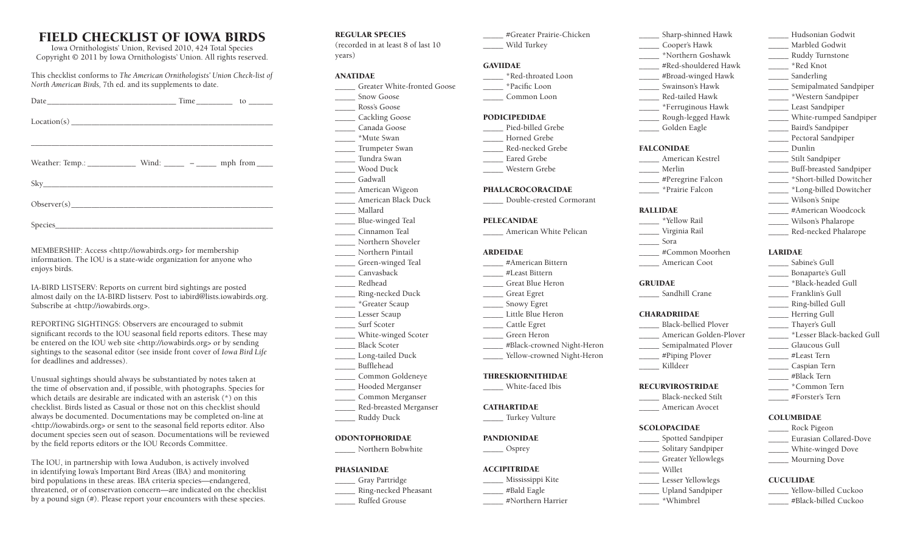# FIELD CHECKLIST OF IOWA BIRDS

Iowa Ornithologists' Union, Revised 2010, 424 Total Species
Copyright © 2011 by Iowa Ornithologists' Union. All rights reserved.

This checklist conforms to *The American Ornithologists' Union Check-list of North American Birds*, 7th ed. and its supplements to date.

Date_______________________________ Time_________ to ______

Location(s) _______________________________________________

___________________________________________________________

Weather: Temp.: ___________ Wind: _____ – _____ mph from ____

Sky________________________________________________________

Observer(s)________________________________________________

Species____________________________________________________

MEMBERSHIP: Access <http://iowabirds.org> for membership information. The IOU is a state-wide organization for anyone who enjoys birds.

IA-BIRD LISTSERV: Reports on current bird sightings are posted almost daily on the IA-BIRD listserv. Post to iabird@lists.iowabirds.org. Subscribe at <http://iowabirds.org>.

REPORTING SIGHTINGS: Observers are encouraged to submit significant records to the IOU seasonal field reports editors. These may be entered on the IOU web site <http://iowabirds.org> or by sending sightings to the seasonal editor (see inside front cover of *Iowa Bird Life* for deadlines and addresses).

Unusual sightings should always be substantiated by notes taken at the time of observation and, if possible, with photographs. Species for which details are desirable are indicated with an asterisk (*) on this checklist. Birds listed as Casual or those not on this checklist should always be documented. Documentations may be completed on-line at <http://iowabirds.org> or sent to the seasonal field reports editor. Also document species seen out of season. Documentations will be reviewed by the field reports editors or the IOU Records Committee.

The IOU, in partnership with Iowa Audubon, is actively involved in identifying Iowa's Important Bird Areas (IBA) and monitoring bird populations in these areas. IBA criteria species—endangered, threatened, or of conservation concern—are indicated on the checklist by a pound sign (#). Please report your encounters with these species.

## REGULAR SPECIES

(recorded in at least 8 of last 10 years)

### ANATIDAE

_____ Greater White-fronted Goose
_____ Snow Goose
_____ Ross's Goose
_____ Cackling Goose
_____ Canada Goose
_____ *Mute Swan
_____ Trumpeter Swan
_____ Tundra Swan
_____ Wood Duck
_____ Gadwall
_____ American Wigeon
_____ American Black Duck
_____ Mallard
_____ Blue-winged Teal
_____ Cinnamon Teal
_____ Northern Shoveler
_____ Northern Pintail
_____ Green-winged Teal
_____ Canvasback
_____ Redhead
_____ Ring-necked Duck
_____ *Greater Scaup
_____ Lesser Scaup
_____ Surf Scoter
_____ White-winged Scoter
_____ Black Scoter
_____ Long-tailed Duck
_____ Bufflehead
_____ Common Goldeneye
_____ Hooded Merganser
_____ Common Merganser
_____ Red-breasted Merganser
_____ Ruddy Duck

### ODONTOPHORIDAE

_____ Northern Bobwhite

### PHASIANIDAE

_____ Gray Partridge
_____ Ring-necked Pheasant
_____ Ruffed Grouse
_____ #Greater Prairie-Chicken
_____ Wild Turkey

### GAVIIDAE

_____ *Red-throated Loon
_____ *Pacific Loon
_____ Common Loon

### PODICIPEDIDAE

_____ Pied-billed Grebe
_____ Horned Grebe
_____ Red-necked Grebe
_____ Eared Grebe
_____ Western Grebe

### PHALACROCORACIDAE

_____ Double-crested Cormorant

### PELECANIDAE

_____ American White Pelican

### ARDEIDAE

_____ #American Bittern
_____ #Least Bittern
_____ Great Blue Heron
_____ Great Egret
_____ Snowy Egret
_____ Little Blue Heron
_____ Cattle Egret
_____ Green Heron
_____ #Black-crowned Night-Heron
_____ Yellow-crowned Night-Heron

### THRESKIORNITHIDAE

_____ White-faced Ibis

### CATHARTIDAE

_____ Turkey Vulture

### PANDIONIDAE

_____ Osprey

### ACCIPITRIDAE

_____ Mississippi Kite
_____ #Bald Eagle
_____ #Northern Harrier
_____ Sharp-shinned Hawk
_____ Cooper's Hawk
_____ *Northern Goshawk
_____ #Red-shouldered Hawk
_____ #Broad-winged Hawk
_____ Swainson's Hawk
_____ Red-tailed Hawk
_____ *Ferruginous Hawk
_____ Rough-legged Hawk
_____ Golden Eagle

### FALCONIDAE

_____ American Kestrel
_____ Merlin
_____ #Peregrine Falcon
_____ *Prairie Falcon

### RALLIDAE

_____ *Yellow Rail
_____ Virginia Rail
_____ Sora
_____ #Common Moorhen
_____ American Coot

### GRUIDAE

_____ Sandhill Crane

### CHARADRIIDAE

_____ Black-bellied Plover
_____ American Golden-Plover
_____ Semipalmated Plover
_____ #Piping Plover
_____ Killdeer

### RECURVIROSTRIDAE

_____ Black-necked Stilt
_____ American Avocet

### SCOLOPACIDAE

_____ Spotted Sandpiper
_____ Solitary Sandpiper
_____ Greater Yellowlegs
_____ Willet
_____ Lesser Yellowlegs
_____ Upland Sandpiper
_____ *Whimbrel
_____ Hudsonian Godwit
_____ Marbled Godwit
_____ Ruddy Turnstone
_____ *Red Knot
_____ Sanderling
_____ Semipalmated Sandpiper
_____ *Western Sandpiper
_____ Least Sandpiper
_____ White-rumped Sandpiper
_____ Baird's Sandpiper
_____ Pectoral Sandpiper
_____ Dunlin
_____ Stilt Sandpiper
_____ Buff-breasted Sandpiper
_____ *Short-billed Dowitcher
_____ *Long-billed Dowitcher
_____ Wilson's Snipe
_____ #American Woodcock
_____ Wilson's Phalarope
_____ Red-necked Phalarope

### LARIDAE

_____ Sabine's Gull
_____ Bonaparte's Gull
_____ *Black-headed Gull
_____ Franklin's Gull
_____ Ring-billed Gull
_____ Herring Gull
_____ Thayer's Gull
_____ *Lesser Black-backed Gull
_____ Glaucous Gull
_____ #Least Tern
_____ Caspian Tern
_____ #Black Tern
_____ *Common Tern
_____ #Forster's Tern

### COLUMBIDAE

_____ Rock Pigeon
_____ Eurasian Collared-Dove
_____ White-winged Dove
_____ Mourning Dove

### CUCULIDAE

_____ Yellow-billed Cuckoo
_____ #Black-billed Cuckoo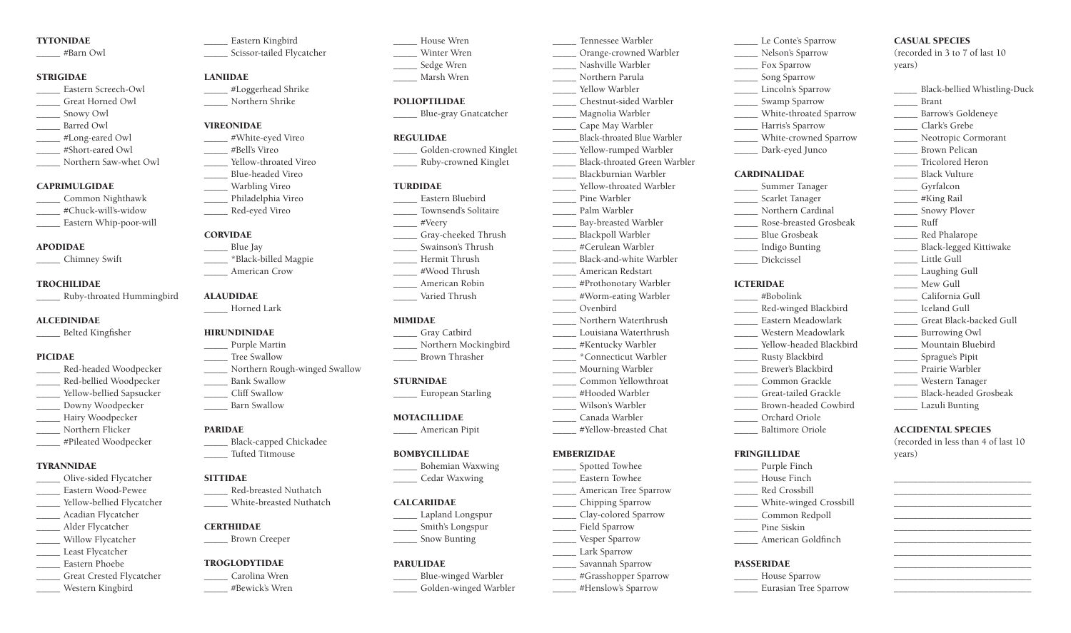**TYTONIDAE**

_____ #Barn Owl

**STRIGIDAE**

_____ Eastern Screech-Owl
_____ Great Horned Owl
_____ Snowy Owl
_____ Barred Owl
_____ #Long-eared Owl
_____ #Short-eared Owl
_____ Northern Saw-whet Owl

**CAPRIMULGIDAE**

_____ Common Nighthawk
_____ #Chuck-will's-widow
_____ Eastern Whip-poor-will

**APODIDAE**

_____ Chimney Swift

**TROCHILIDAE**

_____ Ruby-throated Hummingbird

**ALCEDINIDAE**

_____ Belted Kingfisher

**PICIDAE**

_____ Red-headed Woodpecker
_____ Red-bellied Woodpecker
_____ Yellow-bellied Sapsucker
_____ Downy Woodpecker
_____ Hairy Woodpecker
_____ Northern Flicker
_____ #Pileated Woodpecker

**TYRANNIDAE**

_____ Olive-sided Flycatcher
_____ Eastern Wood-Pewee
_____ Yellow-bellied Flycatcher
_____ Acadian Flycatcher
_____ Alder Flycatcher
_____ Willow Flycatcher
_____ Least Flycatcher
_____ Eastern Phoebe
_____ Great Crested Flycatcher
_____ Western Kingbird
_____ Eastern Kingbird
_____ Scissor-tailed Flycatcher

**LANIIDAE**

_____ #Loggerhead Shrike
_____ Northern Shrike

**VIREONIDAE**

_____ #White-eyed Vireo
_____ #Bell's Vireo
_____ Yellow-throated Vireo
_____ Blue-headed Vireo
_____ Warbling Vireo
_____ Philadelphia Vireo
_____ Red-eyed Vireo

**CORVIDAE**

_____ Blue Jay
_____ *Black-billed Magpie
_____ American Crow

**ALAUDIDAE**

_____ Horned Lark

**HIRUNDINIDAE**

_____ Purple Martin
_____ Tree Swallow
_____ Northern Rough-winged Swallow
_____ Bank Swallow
_____ Cliff Swallow
_____ Barn Swallow

**PARIDAE**

_____ Black-capped Chickadee
_____ Tufted Titmouse

**SITTIDAE**

_____ Red-breasted Nuthatch
_____ White-breasted Nuthatch

**CERTHIIDAE**

_____ Brown Creeper

**TROGLODYTIDAE**

_____ Carolina Wren
_____ #Bewick's Wren
_____ House Wren
_____ Winter Wren
_____ Sedge Wren
_____ Marsh Wren

**POLIOPTILIDAE**

_____ Blue-gray Gnatcatcher

**REGULIDAE**

_____ Golden-crowned Kinglet
_____ Ruby-crowned Kinglet

**TURDIDAE**

_____ Eastern Bluebird
_____ Townsend's Solitaire
_____ #Veery
_____ Gray-cheeked Thrush
_____ Swainson's Thrush
_____ Hermit Thrush
_____ #Wood Thrush
_____ American Robin
_____ Varied Thrush

**MIMIDAE**

_____ Gray Catbird
_____ Northern Mockingbird
_____ Brown Thrasher

**STURNIDAE**

_____ European Starling

**MOTACILLIDAE**

_____ American Pipit

**BOMBYCILLIDAE**

_____ Bohemian Waxwing
_____ Cedar Waxwing

**CALCARIIDAE**

_____ Lapland Longspur
_____ Smith's Longspur
_____ Snow Bunting

**PARULIDAE**

_____ Blue-winged Warbler
_____ Golden-winged Warbler
_____ Tennessee Warbler
_____ Orange-crowned Warbler
_____ Nashville Warbler
_____ Northern Parula
_____ Yellow Warbler
_____ Chestnut-sided Warbler
_____ Magnolia Warbler
_____ Cape May Warbler
_____ Black-throated Blue Warbler
_____ Yellow-rumped Warbler
_____ Black-throated Green Warbler
_____ Blackburnian Warbler
_____ Yellow-throated Warbler
_____ Pine Warbler
_____ Palm Warbler
_____ Bay-breasted Warbler
_____ Blackpoll Warbler
_____ #Cerulean Warbler
_____ Black-and-white Warbler
_____ American Redstart
_____ #Prothonotary Warbler
_____ #Worm-eating Warbler
_____ Ovenbird
_____ Northern Waterthrush
_____ Louisiana Waterthrush
_____ #Kentucky Warbler
_____ *Connecticut Warbler
_____ Mourning Warbler
_____ Common Yellowthroat
_____ #Hooded Warbler
_____ Wilson's Warbler
_____ Canada Warbler
_____ #Yellow-breasted Chat

**EMBERIZIDAE**

_____ Spotted Towhee
_____ Eastern Towhee
_____ American Tree Sparrow
_____ Chipping Sparrow
_____ Clay-colored Sparrow
_____ Field Sparrow
_____ Vesper Sparrow
_____ Lark Sparrow
_____ Savannah Sparrow
_____ #Grasshopper Sparrow
_____ #Henslow's Sparrow
_____ Le Conte's Sparrow
_____ Nelson's Sparrow
_____ Fox Sparrow
_____ Song Sparrow
_____ Lincoln's Sparrow
_____ Swamp Sparrow
_____ White-throated Sparrow
_____ Harris's Sparrow
_____ White-crowned Sparrow
_____ Dark-eyed Junco

**CARDINALIDAE**

_____ Summer Tanager
_____ Scarlet Tanager
_____ Northern Cardinal
_____ Rose-breasted Grosbeak
_____ Blue Grosbeak
_____ Indigo Bunting
_____ Dickcissel

**ICTERIDAE**

_____ #Bobolink
_____ Red-winged Blackbird
_____ Eastern Meadowlark
_____ Western Meadowlark
_____ Yellow-headed Blackbird
_____ Rusty Blackbird
_____ Brewer's Blackbird
_____ Common Grackle
_____ Great-tailed Grackle
_____ Brown-headed Cowbird
_____ Orchard Oriole
_____ Baltimore Oriole

**FRINGILLIDAE**

_____ Purple Finch
_____ House Finch
_____ Red Crossbill
_____ White-winged Crossbill
_____ Common Redpoll
_____ Pine Siskin
_____ American Goldfinch

**PASSERIDAE**

_____ House Sparrow
_____ Eurasian Tree Sparrow

**CASUAL SPECIES**
(recorded in 3 to 7 of last 10 years)

_____ Black-bellied Whistling-Duck
_____ Brant
_____ Barrow's Goldeneye
_____ Clark's Grebe
_____ Neotropic Cormorant
_____ Brown Pelican
_____ Tricolored Heron
_____ Black Vulture
_____ Gyrfalcon
_____ #King Rail
_____ Snowy Plover
_____ Ruff
_____ Red Phalarope
_____ Black-legged Kittiwake
_____ Little Gull
_____ Laughing Gull
_____ Mew Gull
_____ California Gull
_____ Iceland Gull
_____ Great Black-backed Gull
_____ Burrowing Owl
_____ Mountain Bluebird
_____ Sprague's Pipit
_____ Prairie Warbler
_____ Western Tanager
_____ Black-headed Grosbeak
_____ Lazuli Bunting

**ACCIDENTAL SPECIES**
(recorded in less than 4 of last 10 years)

_____________________________
_____________________________
_____________________________
_____________________________
_____________________________
_____________________________
_____________________________
_____________________________
_____________________________
_____________________________